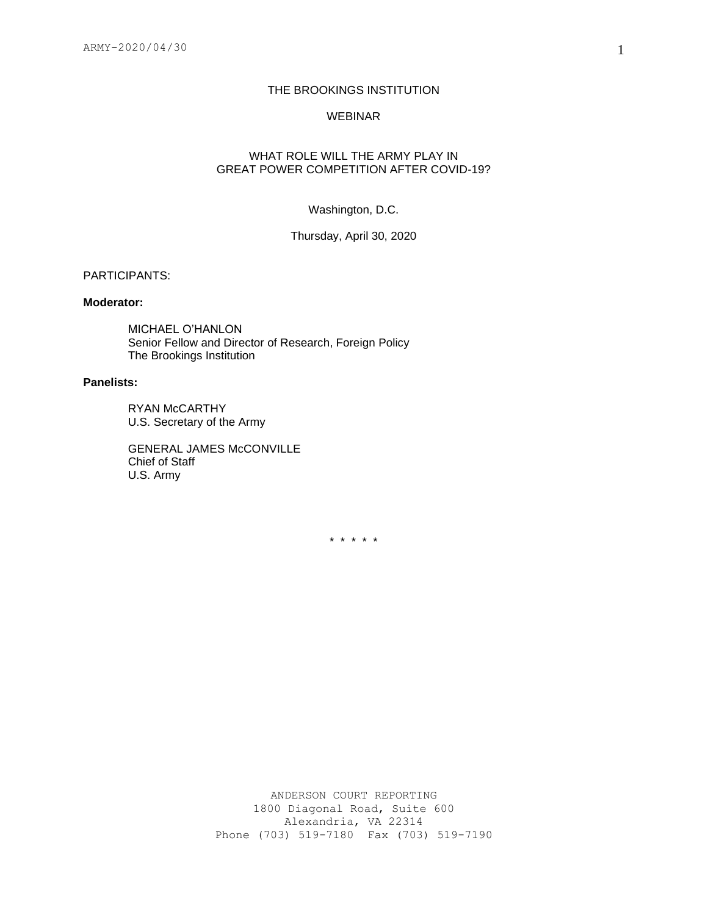# THE BROOKINGS INSTITUTION

## WEBINAR

## WHAT ROLE WILL THE ARMY PLAY IN GREAT POWER COMPETITION AFTER COVID-19?

Washington, D.C.

Thursday, April 30, 2020

PARTICIPANTS:

**Moderator:**

MICHAEL O'HANLON
Senior Fellow and Director of Research, Foreign Policy
The Brookings Institution

**Panelists:**

RYAN McCARTHY
U.S. Secretary of the Army

GENERAL JAMES McCONVILLE
Chief of Staff
U.S. Army

* * * * *

ANDERSON COURT REPORTING
1800 Diagonal Road, Suite 600
Alexandria, VA 22314
Phone (703) 519-7180 Fax (703) 519-7190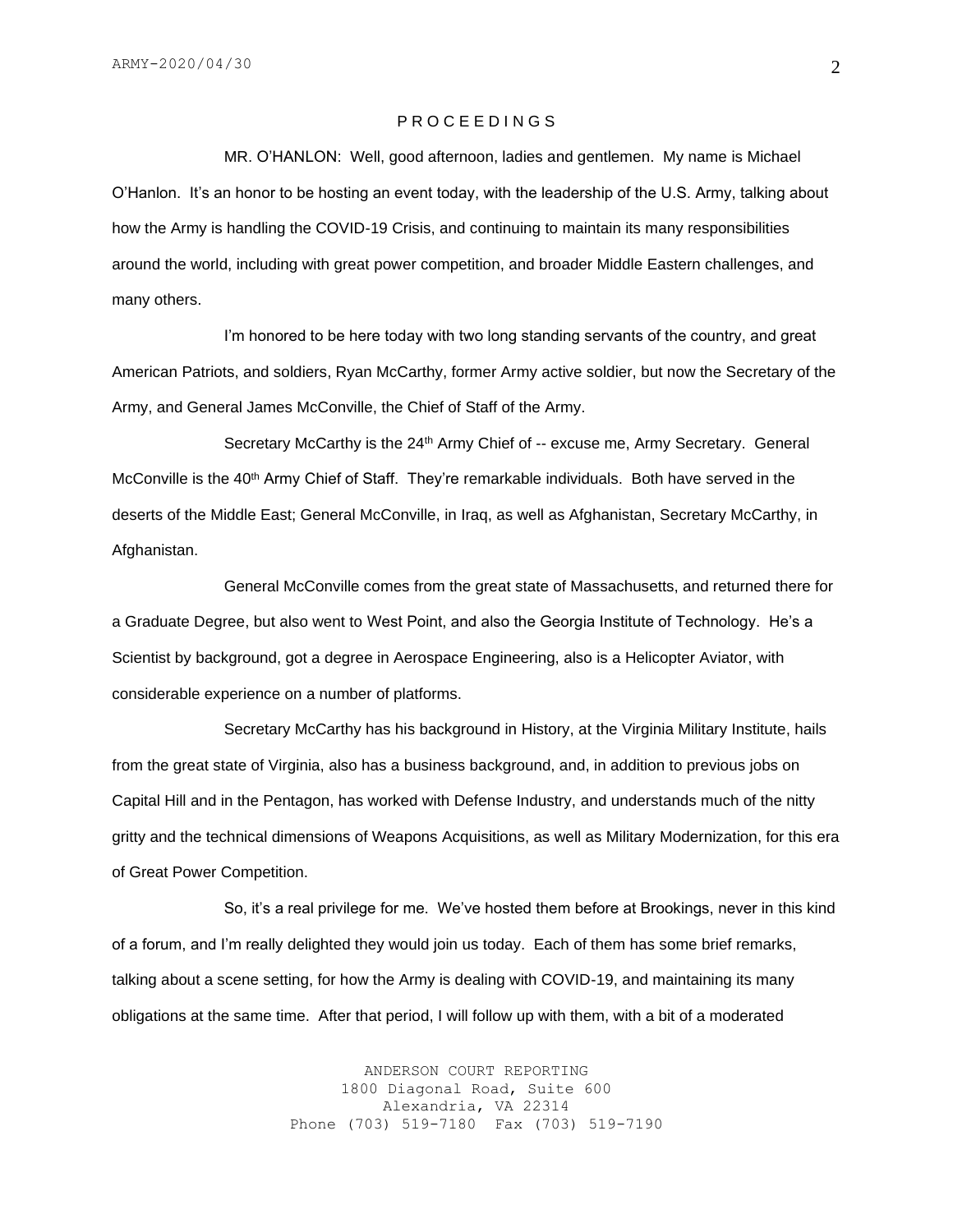P R O C E E D I N G S

MR. O'HANLON: Well, good afternoon, ladies and gentlemen. My name is Michael O'Hanlon. It's an honor to be hosting an event today, with the leadership of the U.S. Army, talking about how the Army is handling the COVID-19 Crisis, and continuing to maintain its many responsibilities around the world, including with great power competition, and broader Middle Eastern challenges, and many others.

I'm honored to be here today with two long standing servants of the country, and great American Patriots, and soldiers, Ryan McCarthy, former Army active soldier, but now the Secretary of the Army, and General James McConville, the Chief of Staff of the Army.

Secretary McCarthy is the 24th Army Chief of -- excuse me, Army Secretary. General McConville is the 40th Army Chief of Staff. They're remarkable individuals. Both have served in the deserts of the Middle East; General McConville, in Iraq, as well as Afghanistan, Secretary McCarthy, in Afghanistan.

General McConville comes from the great state of Massachusetts, and returned there for a Graduate Degree, but also went to West Point, and also the Georgia Institute of Technology. He's a Scientist by background, got a degree in Aerospace Engineering, also is a Helicopter Aviator, with considerable experience on a number of platforms.

Secretary McCarthy has his background in History, at the Virginia Military Institute, hails from the great state of Virginia, also has a business background, and, in addition to previous jobs on Capital Hill and in the Pentagon, has worked with Defense Industry, and understands much of the nitty gritty and the technical dimensions of Weapons Acquisitions, as well as Military Modernization, for this era of Great Power Competition.

So, it's a real privilege for me. We've hosted them before at Brookings, never in this kind of a forum, and I'm really delighted they would join us today. Each of them has some brief remarks, talking about a scene setting, for how the Army is dealing with COVID-19, and maintaining its many obligations at the same time. After that period, I will follow up with them, with a bit of a moderated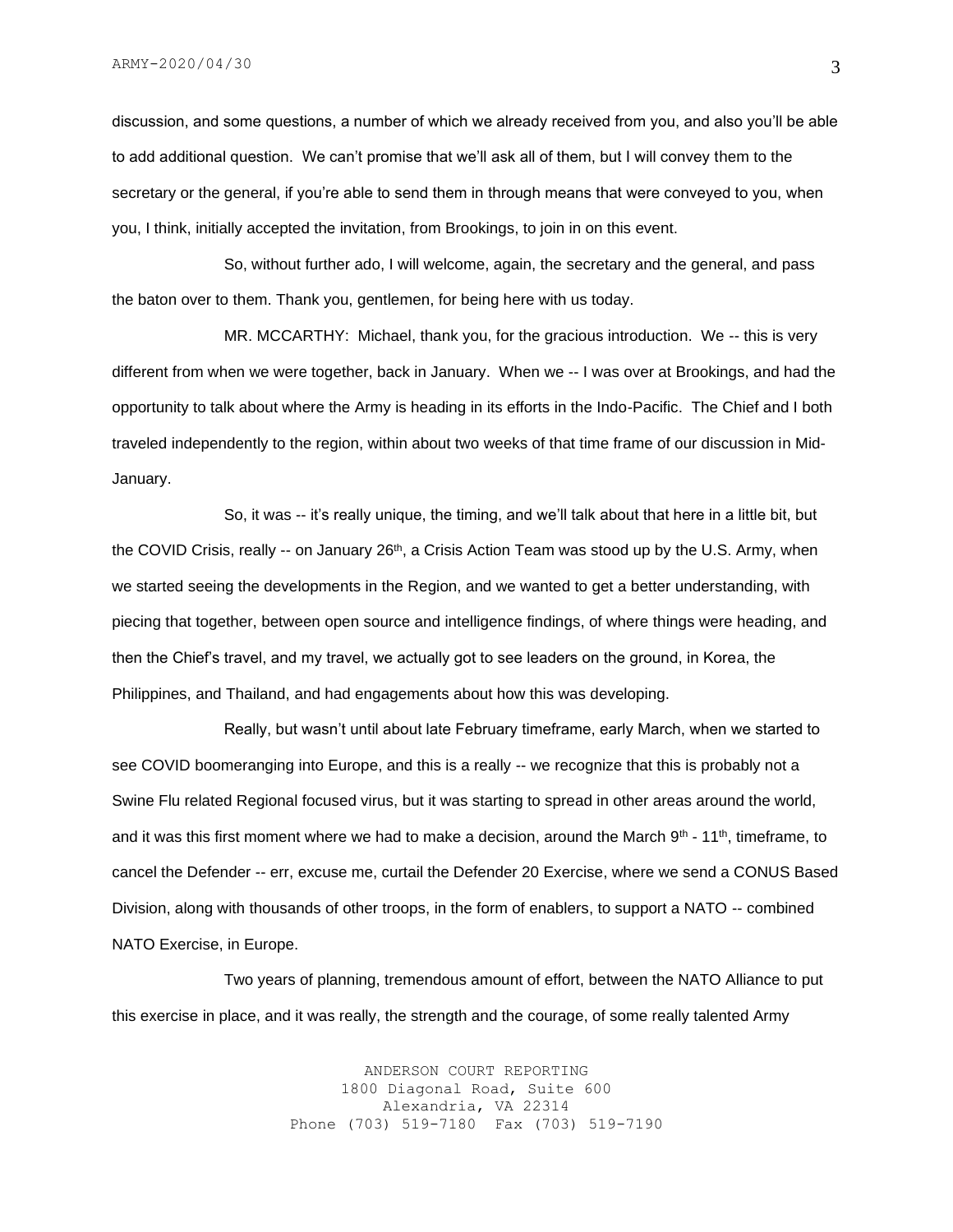discussion, and some questions, a number of which we already received from you, and also you'll be able to add additional question. We can't promise that we'll ask all of them, but I will convey them to the secretary or the general, if you're able to send them in through means that were conveyed to you, when you, I think, initially accepted the invitation, from Brookings, to join in on this event.

So, without further ado, I will welcome, again, the secretary and the general, and pass the baton over to them. Thank you, gentlemen, for being here with us today.

MR. MCCARTHY: Michael, thank you, for the gracious introduction. We -- this is very different from when we were together, back in January. When we -- I was over at Brookings, and had the opportunity to talk about where the Army is heading in its efforts in the Indo-Pacific. The Chief and I both traveled independently to the region, within about two weeks of that time frame of our discussion in Mid-January.

So, it was -- it's really unique, the timing, and we'll talk about that here in a little bit, but the COVID Crisis, really -- on January 26th, a Crisis Action Team was stood up by the U.S. Army, when we started seeing the developments in the Region, and we wanted to get a better understanding, with piecing that together, between open source and intelligence findings, of where things were heading, and then the Chief's travel, and my travel, we actually got to see leaders on the ground, in Korea, the Philippines, and Thailand, and had engagements about how this was developing.

Really, but wasn't until about late February timeframe, early March, when we started to see COVID boomeranging into Europe, and this is a really -- we recognize that this is probably not a Swine Flu related Regional focused virus, but it was starting to spread in other areas around the world, and it was this first moment where we had to make a decision, around the March 9th - 11th, timeframe, to cancel the Defender -- err, excuse me, curtail the Defender 20 Exercise, where we send a CONUS Based Division, along with thousands of other troops, in the form of enablers, to support a NATO -- combined NATO Exercise, in Europe.

Two years of planning, tremendous amount of effort, between the NATO Alliance to put this exercise in place, and it was really, the strength and the courage, of some really talented Army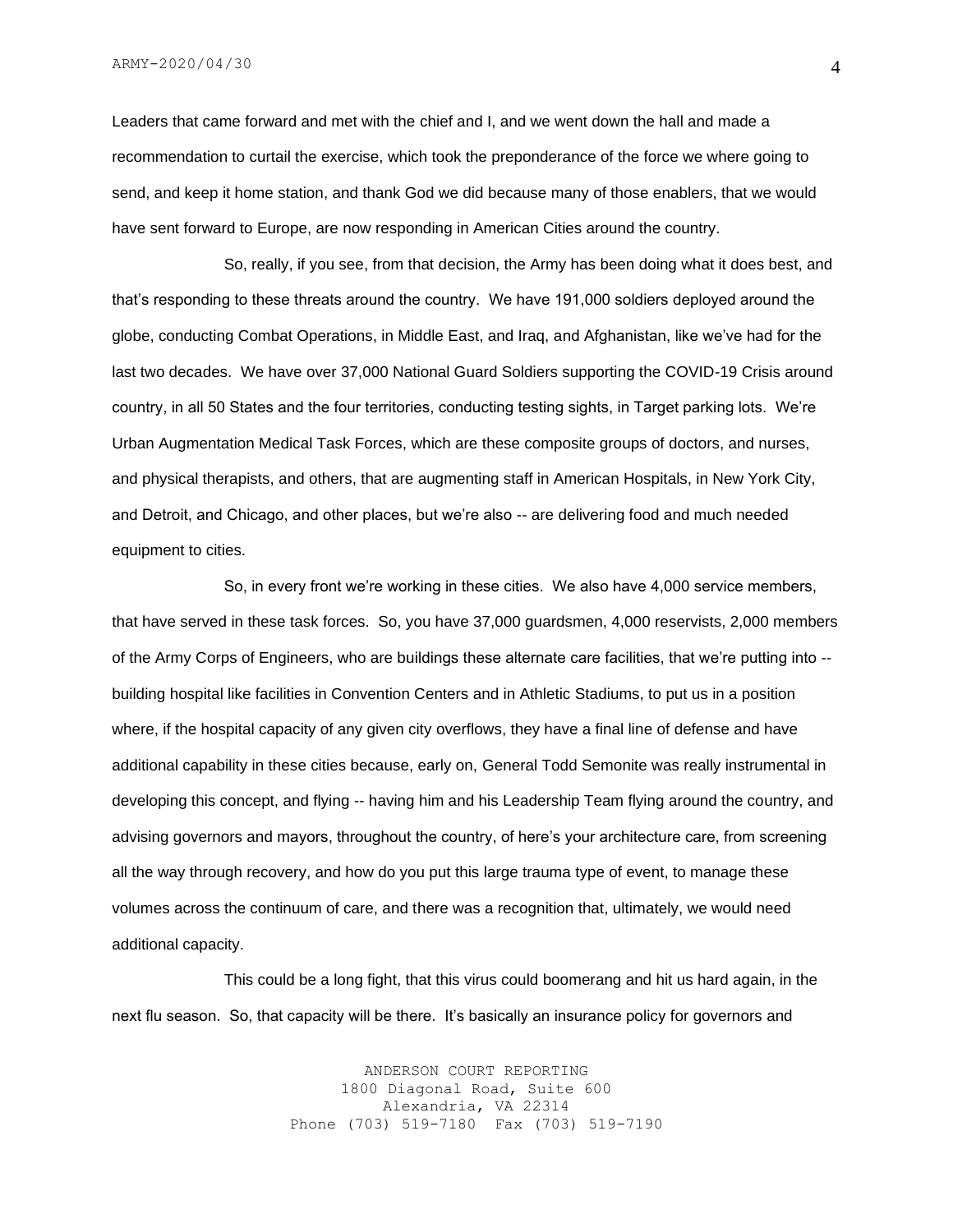Leaders that came forward and met with the chief and I, and we went down the hall and made a recommendation to curtail the exercise, which took the preponderance of the force we where going to send, and keep it home station, and thank God we did because many of those enablers, that we would have sent forward to Europe, are now responding in American Cities around the country.

So, really, if you see, from that decision, the Army has been doing what it does best, and that's responding to these threats around the country. We have 191,000 soldiers deployed around the globe, conducting Combat Operations, in Middle East, and Iraq, and Afghanistan, like we've had for the last two decades. We have over 37,000 National Guard Soldiers supporting the COVID-19 Crisis around country, in all 50 States and the four territories, conducting testing sights, in Target parking lots. We're Urban Augmentation Medical Task Forces, which are these composite groups of doctors, and nurses, and physical therapists, and others, that are augmenting staff in American Hospitals, in New York City, and Detroit, and Chicago, and other places, but we're also -- are delivering food and much needed equipment to cities.

So, in every front we're working in these cities. We also have 4,000 service members, that have served in these task forces. So, you have 37,000 guardsmen, 4,000 reservists, 2,000 members of the Army Corps of Engineers, who are buildings these alternate care facilities, that we're putting into -- building hospital like facilities in Convention Centers and in Athletic Stadiums, to put us in a position where, if the hospital capacity of any given city overflows, they have a final line of defense and have additional capability in these cities because, early on, General Todd Semonite was really instrumental in developing this concept, and flying -- having him and his Leadership Team flying around the country, and advising governors and mayors, throughout the country, of here's your architecture care, from screening all the way through recovery, and how do you put this large trauma type of event, to manage these volumes across the continuum of care, and there was a recognition that, ultimately, we would need additional capacity.

This could be a long fight, that this virus could boomerang and hit us hard again, in the next flu season. So, that capacity will be there. It's basically an insurance policy for governors and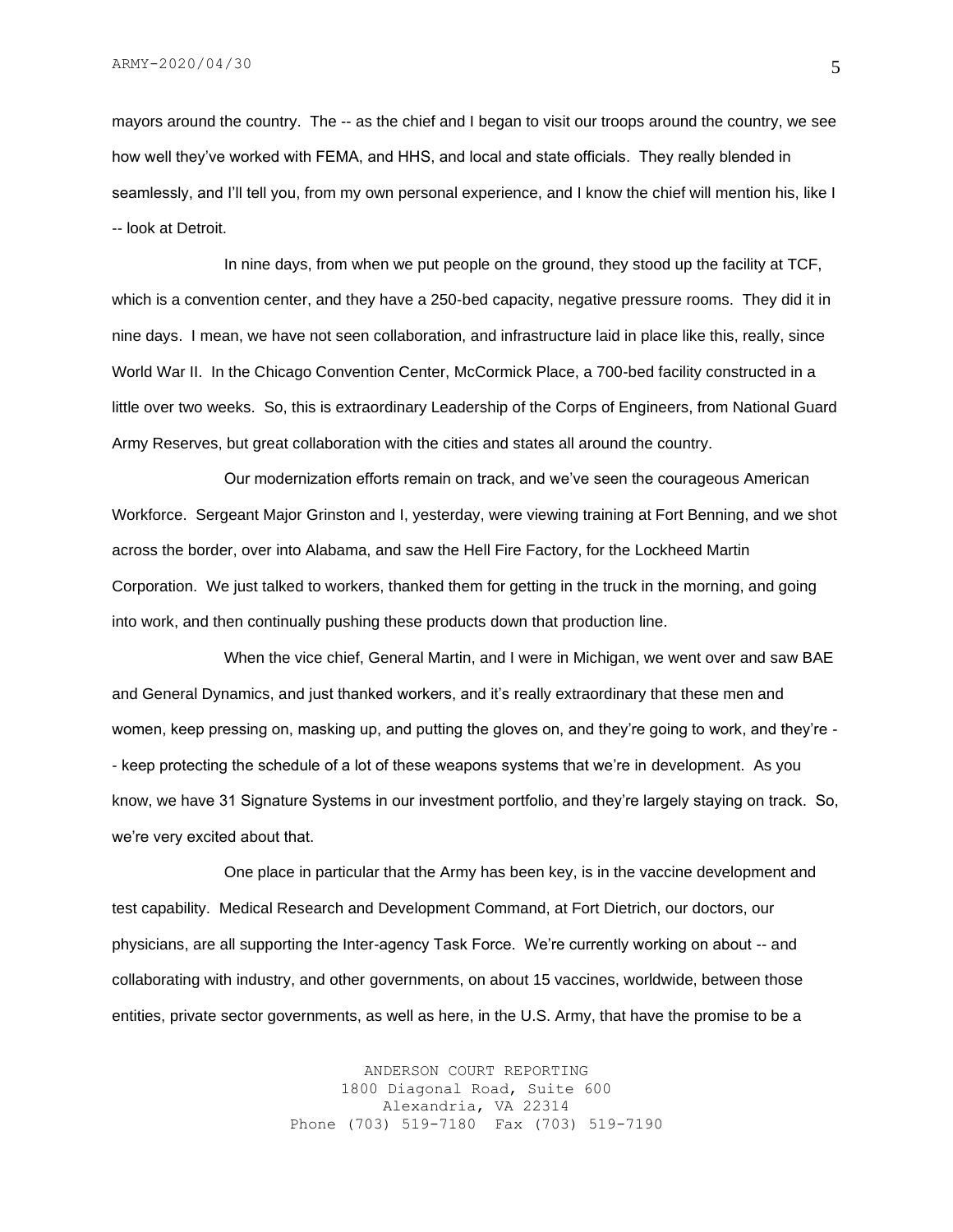mayors around the country. The -- as the chief and I began to visit our troops around the country, we see how well they've worked with FEMA, and HHS, and local and state officials. They really blended in seamlessly, and I'll tell you, from my own personal experience, and I know the chief will mention his, like I -- look at Detroit.

In nine days, from when we put people on the ground, they stood up the facility at TCF, which is a convention center, and they have a 250-bed capacity, negative pressure rooms. They did it in nine days. I mean, we have not seen collaboration, and infrastructure laid in place like this, really, since World War II. In the Chicago Convention Center, McCormick Place, a 700-bed facility constructed in a little over two weeks. So, this is extraordinary Leadership of the Corps of Engineers, from National Guard Army Reserves, but great collaboration with the cities and states all around the country.

Our modernization efforts remain on track, and we've seen the courageous American Workforce. Sergeant Major Grinston and I, yesterday, were viewing training at Fort Benning, and we shot across the border, over into Alabama, and saw the Hell Fire Factory, for the Lockheed Martin Corporation. We just talked to workers, thanked them for getting in the truck in the morning, and going into work, and then continually pushing these products down that production line.

When the vice chief, General Martin, and I were in Michigan, we went over and saw BAE and General Dynamics, and just thanked workers, and it's really extraordinary that these men and women, keep pressing on, masking up, and putting the gloves on, and they're going to work, and they're -- keep protecting the schedule of a lot of these weapons systems that we're in development. As you know, we have 31 Signature Systems in our investment portfolio, and they're largely staying on track. So, we're very excited about that.

One place in particular that the Army has been key, is in the vaccine development and test capability. Medical Research and Development Command, at Fort Dietrich, our doctors, our physicians, are all supporting the Inter-agency Task Force. We're currently working on about -- and collaborating with industry, and other governments, on about 15 vaccines, worldwide, between those entities, private sector governments, as well as here, in the U.S. Army, that have the promise to be a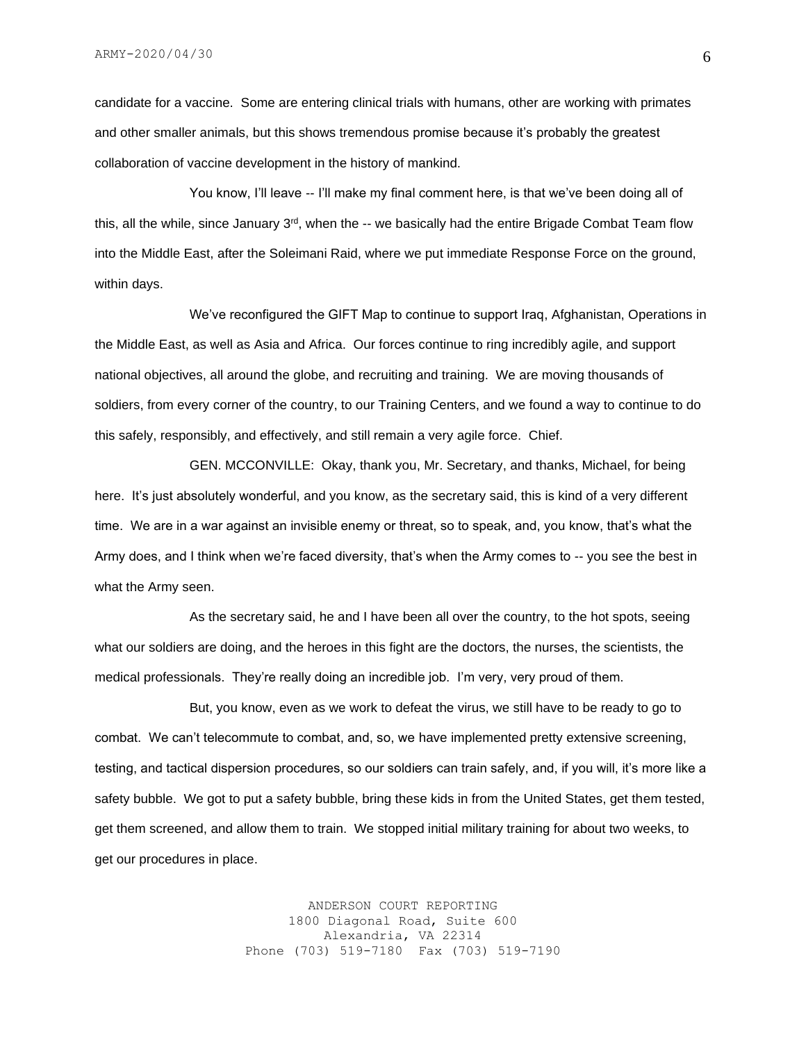candidate for a vaccine. Some are entering clinical trials with humans, other are working with primates and other smaller animals, but this shows tremendous promise because it's probably the greatest collaboration of vaccine development in the history of mankind.

You know, I'll leave -- I'll make my final comment here, is that we've been doing all of this, all the while, since January 3rd, when the -- we basically had the entire Brigade Combat Team flow into the Middle East, after the Soleimani Raid, where we put immediate Response Force on the ground, within days.

We've reconfigured the GIFT Map to continue to support Iraq, Afghanistan, Operations in the Middle East, as well as Asia and Africa. Our forces continue to ring incredibly agile, and support national objectives, all around the globe, and recruiting and training. We are moving thousands of soldiers, from every corner of the country, to our Training Centers, and we found a way to continue to do this safely, responsibly, and effectively, and still remain a very agile force. Chief.

GEN. MCCONVILLE: Okay, thank you, Mr. Secretary, and thanks, Michael, for being here. It's just absolutely wonderful, and you know, as the secretary said, this is kind of a very different time. We are in a war against an invisible enemy or threat, so to speak, and, you know, that's what the Army does, and I think when we're faced diversity, that's when the Army comes to -- you see the best in what the Army seen.

As the secretary said, he and I have been all over the country, to the hot spots, seeing what our soldiers are doing, and the heroes in this fight are the doctors, the nurses, the scientists, the medical professionals. They're really doing an incredible job. I'm very, very proud of them.

But, you know, even as we work to defeat the virus, we still have to be ready to go to combat. We can't telecommute to combat, and, so, we have implemented pretty extensive screening, testing, and tactical dispersion procedures, so our soldiers can train safely, and, if you will, it's more like a safety bubble. We got to put a safety bubble, bring these kids in from the United States, get them tested, get them screened, and allow them to train. We stopped initial military training for about two weeks, to get our procedures in place.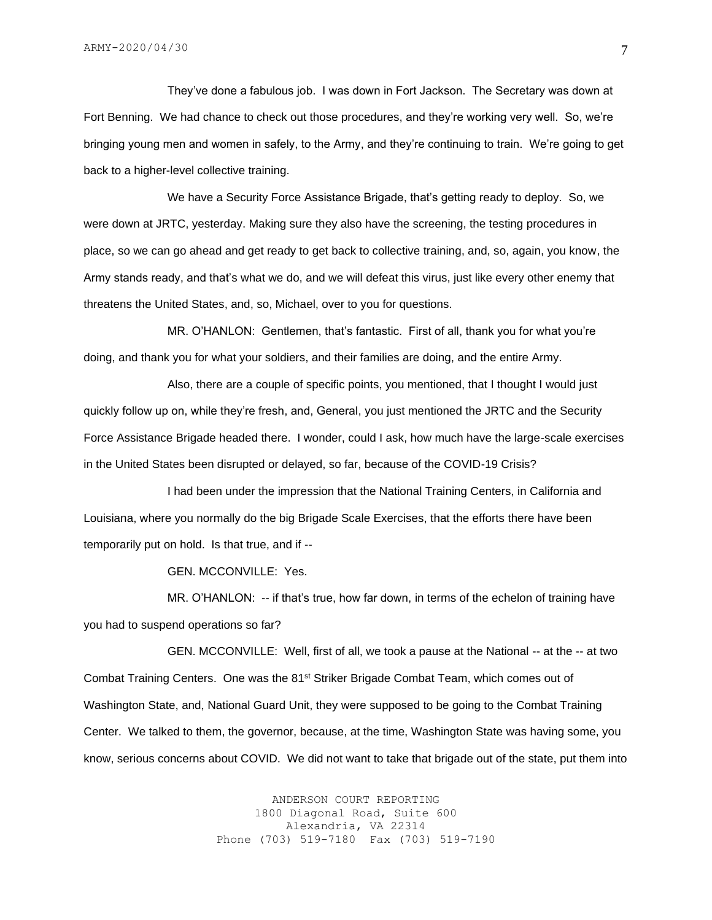They've done a fabulous job. I was down in Fort Jackson. The Secretary was down at Fort Benning. We had chance to check out those procedures, and they're working very well. So, we're bringing young men and women in safely, to the Army, and they're continuing to train. We're going to get back to a higher-level collective training.

We have a Security Force Assistance Brigade, that's getting ready to deploy. So, we were down at JRTC, yesterday. Making sure they also have the screening, the testing procedures in place, so we can go ahead and get ready to get back to collective training, and, so, again, you know, the Army stands ready, and that's what we do, and we will defeat this virus, just like every other enemy that threatens the United States, and, so, Michael, over to you for questions.

MR. O'HANLON: Gentlemen, that's fantastic. First of all, thank you for what you're doing, and thank you for what your soldiers, and their families are doing, and the entire Army.

Also, there are a couple of specific points, you mentioned, that I thought I would just quickly follow up on, while they're fresh, and, General, you just mentioned the JRTC and the Security Force Assistance Brigade headed there. I wonder, could I ask, how much have the large-scale exercises in the United States been disrupted or delayed, so far, because of the COVID-19 Crisis?

I had been under the impression that the National Training Centers, in California and Louisiana, where you normally do the big Brigade Scale Exercises, that the efforts there have been temporarily put on hold. Is that true, and if --

GEN. MCCONVILLE: Yes.

MR. O'HANLON: -- if that's true, how far down, in terms of the echelon of training have you had to suspend operations so far?

GEN. MCCONVILLE: Well, first of all, we took a pause at the National -- at the -- at two Combat Training Centers. One was the 81st Striker Brigade Combat Team, which comes out of Washington State, and, National Guard Unit, they were supposed to be going to the Combat Training Center. We talked to them, the governor, because, at the time, Washington State was having some, you know, serious concerns about COVID. We did not want to take that brigade out of the state, put them into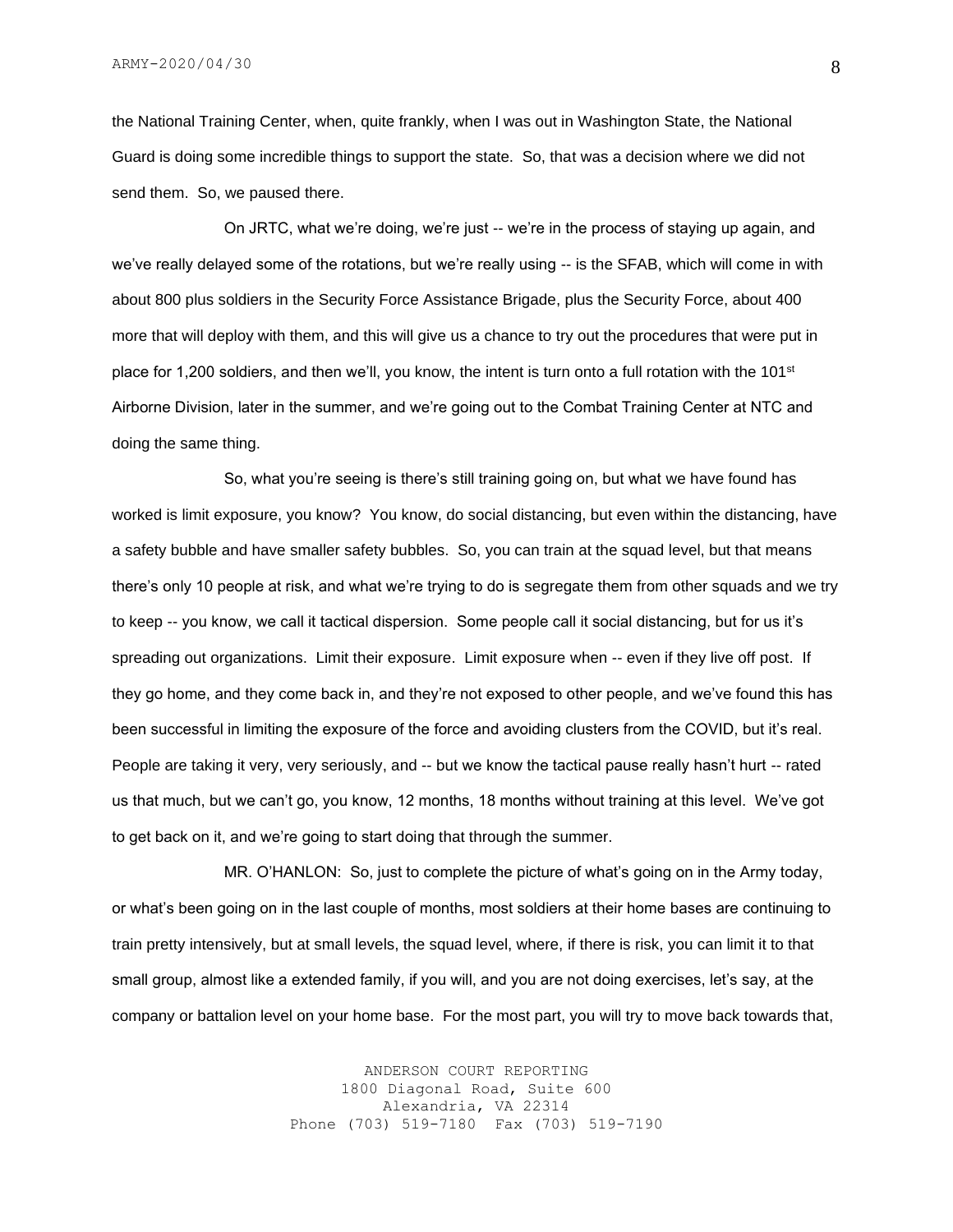the National Training Center, when, quite frankly, when I was out in Washington State, the National Guard is doing some incredible things to support the state. So, that was a decision where we did not send them. So, we paused there.

On JRTC, what we're doing, we're just -- we're in the process of staying up again, and we've really delayed some of the rotations, but we're really using -- is the SFAB, which will come in with about 800 plus soldiers in the Security Force Assistance Brigade, plus the Security Force, about 400 more that will deploy with them, and this will give us a chance to try out the procedures that were put in place for 1,200 soldiers, and then we'll, you know, the intent is turn onto a full rotation with the 101st Airborne Division, later in the summer, and we're going out to the Combat Training Center at NTC and doing the same thing.

So, what you're seeing is there's still training going on, but what we have found has worked is limit exposure, you know? You know, do social distancing, but even within the distancing, have a safety bubble and have smaller safety bubbles. So, you can train at the squad level, but that means there's only 10 people at risk, and what we're trying to do is segregate them from other squads and we try to keep -- you know, we call it tactical dispersion. Some people call it social distancing, but for us it's spreading out organizations. Limit their exposure. Limit exposure when -- even if they live off post. If they go home, and they come back in, and they're not exposed to other people, and we've found this has been successful in limiting the exposure of the force and avoiding clusters from the COVID, but it's real. People are taking it very, very seriously, and -- but we know the tactical pause really hasn't hurt -- rated us that much, but we can't go, you know, 12 months, 18 months without training at this level. We've got to get back on it, and we're going to start doing that through the summer.

MR. O'HANLON: So, just to complete the picture of what's going on in the Army today, or what's been going on in the last couple of months, most soldiers at their home bases are continuing to train pretty intensively, but at small levels, the squad level, where, if there is risk, you can limit it to that small group, almost like a extended family, if you will, and you are not doing exercises, let's say, at the company or battalion level on your home base. For the most part, you will try to move back towards that,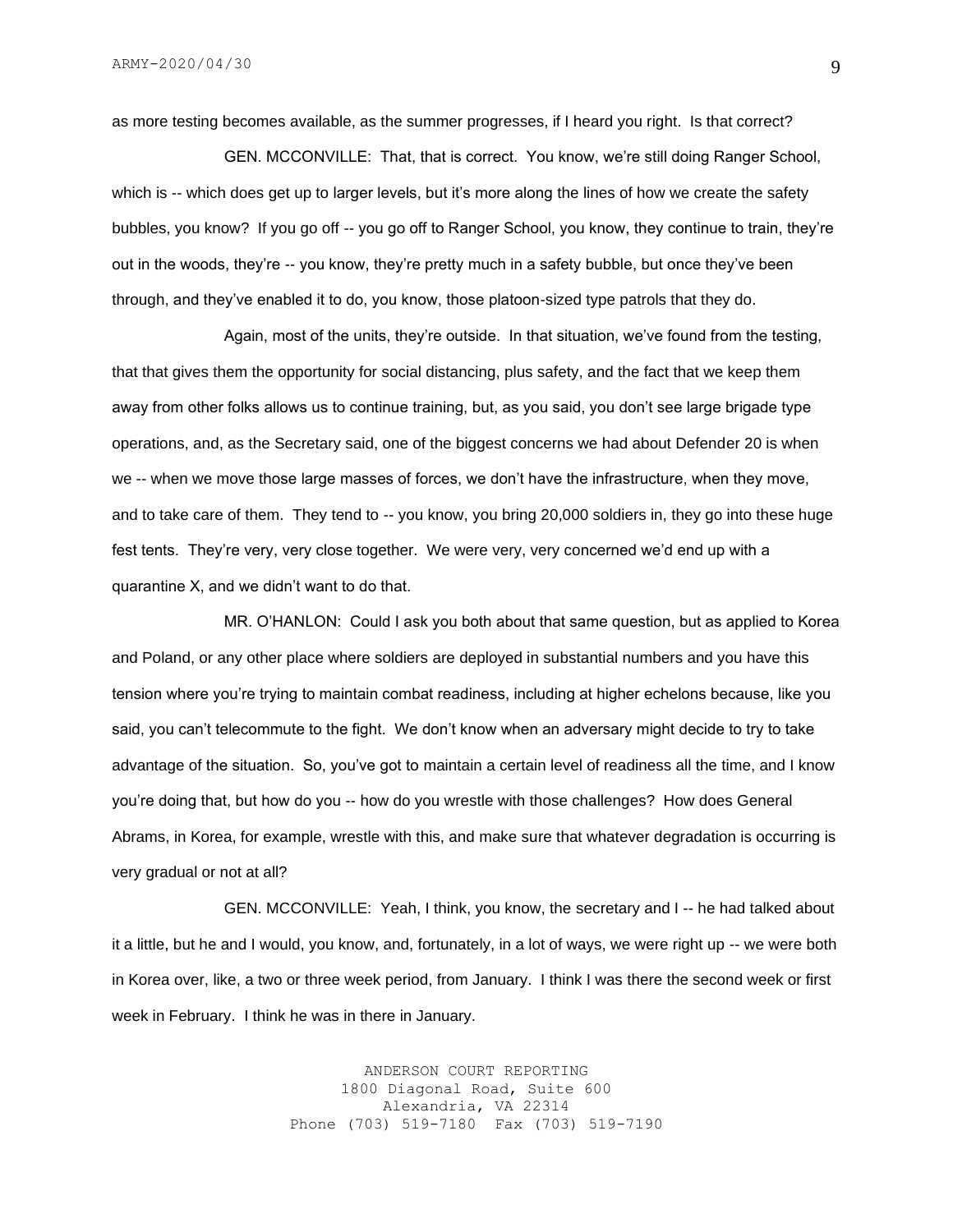as more testing becomes available, as the summer progresses, if I heard you right. Is that correct?

GEN. MCCONVILLE: That, that is correct. You know, we're still doing Ranger School, which is -- which does get up to larger levels, but it's more along the lines of how we create the safety bubbles, you know? If you go off -- you go off to Ranger School, you know, they continue to train, they're out in the woods, they're -- you know, they're pretty much in a safety bubble, but once they've been through, and they've enabled it to do, you know, those platoon-sized type patrols that they do.

Again, most of the units, they're outside. In that situation, we've found from the testing, that that gives them the opportunity for social distancing, plus safety, and the fact that we keep them away from other folks allows us to continue training, but, as you said, you don't see large brigade type operations, and, as the Secretary said, one of the biggest concerns we had about Defender 20 is when we -- when we move those large masses of forces, we don't have the infrastructure, when they move, and to take care of them. They tend to -- you know, you bring 20,000 soldiers in, they go into these huge fest tents. They're very, very close together. We were very, very concerned we'd end up with a quarantine X, and we didn't want to do that.

MR. O'HANLON: Could I ask you both about that same question, but as applied to Korea and Poland, or any other place where soldiers are deployed in substantial numbers and you have this tension where you're trying to maintain combat readiness, including at higher echelons because, like you said, you can't telecommute to the fight. We don't know when an adversary might decide to try to take advantage of the situation. So, you've got to maintain a certain level of readiness all the time, and I know you're doing that, but how do you -- how do you wrestle with those challenges? How does General Abrams, in Korea, for example, wrestle with this, and make sure that whatever degradation is occurring is very gradual or not at all?

GEN. MCCONVILLE: Yeah, I think, you know, the secretary and I -- he had talked about it a little, but he and I would, you know, and, fortunately, in a lot of ways, we were right up -- we were both in Korea over, like, a two or three week period, from January. I think I was there the second week or first week in February. I think he was in there in January.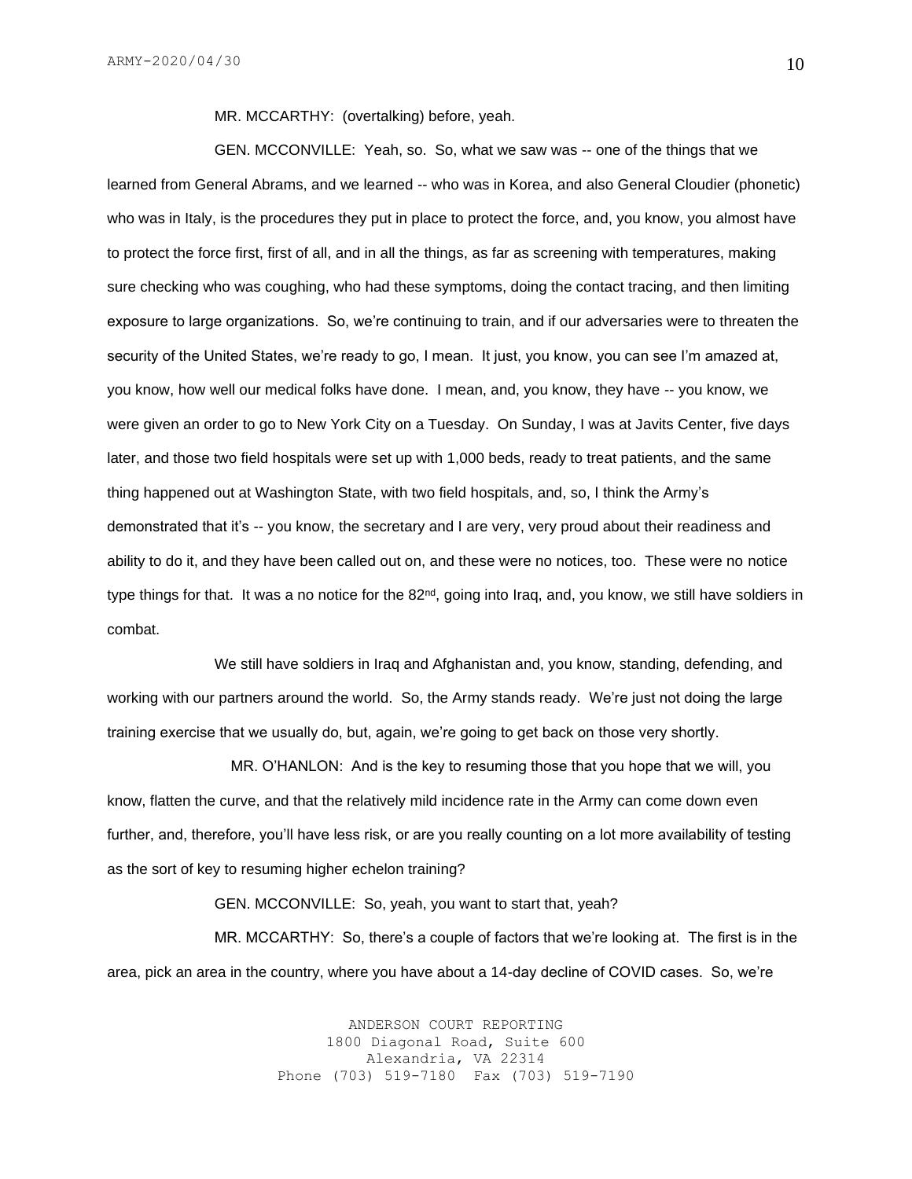MR. MCCARTHY: (overtalking) before, yeah.

GEN. MCCONVILLE: Yeah, so. So, what we saw was -- one of the things that we learned from General Abrams, and we learned -- who was in Korea, and also General Cloudier (phonetic) who was in Italy, is the procedures they put in place to protect the force, and, you know, you almost have to protect the force first, first of all, and in all the things, as far as screening with temperatures, making sure checking who was coughing, who had these symptoms, doing the contact tracing, and then limiting exposure to large organizations. So, we're continuing to train, and if our adversaries were to threaten the security of the United States, we're ready to go, I mean. It just, you know, you can see I'm amazed at, you know, how well our medical folks have done. I mean, and, you know, they have -- you know, we were given an order to go to New York City on a Tuesday. On Sunday, I was at Javits Center, five days later, and those two field hospitals were set up with 1,000 beds, ready to treat patients, and the same thing happened out at Washington State, with two field hospitals, and, so, I think the Army's demonstrated that it's -- you know, the secretary and I are very, very proud about their readiness and ability to do it, and they have been called out on, and these were no notices, too. These were no notice type things for that. It was a no notice for the 82nd, going into Iraq, and, you know, we still have soldiers in combat.

We still have soldiers in Iraq and Afghanistan and, you know, standing, defending, and working with our partners around the world. So, the Army stands ready. We're just not doing the large training exercise that we usually do, but, again, we're going to get back on those very shortly.

MR. O'HANLON: And is the key to resuming those that you hope that we will, you know, flatten the curve, and that the relatively mild incidence rate in the Army can come down even further, and, therefore, you'll have less risk, or are you really counting on a lot more availability of testing as the sort of key to resuming higher echelon training?

GEN. MCCONVILLE: So, yeah, you want to start that, yeah?

MR. MCCARTHY: So, there's a couple of factors that we're looking at. The first is in the area, pick an area in the country, where you have about a 14-day decline of COVID cases. So, we're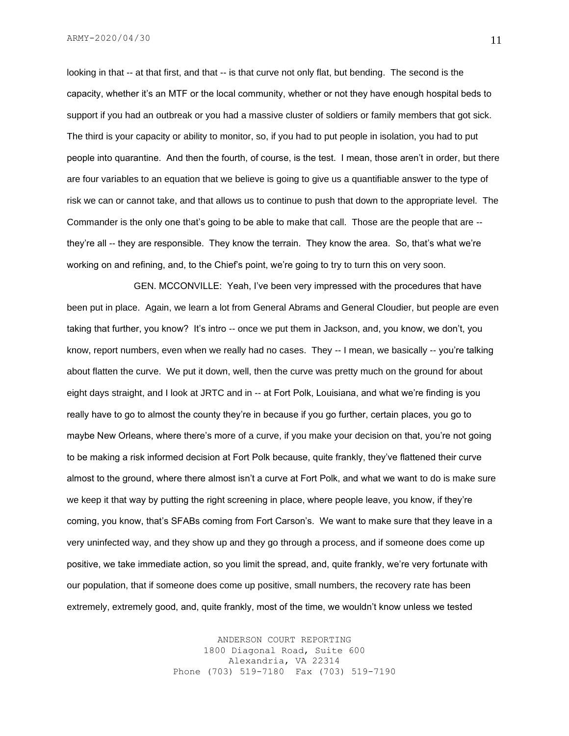looking in that -- at that first, and that -- is that curve not only flat, but bending. The second is the capacity, whether it's an MTF or the local community, whether or not they have enough hospital beds to support if you had an outbreak or you had a massive cluster of soldiers or family members that got sick. The third is your capacity or ability to monitor, so, if you had to put people in isolation, you had to put people into quarantine. And then the fourth, of course, is the test. I mean, those aren't in order, but there are four variables to an equation that we believe is going to give us a quantifiable answer to the type of risk we can or cannot take, and that allows us to continue to push that down to the appropriate level. The Commander is the only one that's going to be able to make that call. Those are the people that are -- they're all -- they are responsible. They know the terrain. They know the area. So, that's what we're working on and refining, and, to the Chief's point, we're going to try to turn this on very soon.

GEN. MCCONVILLE: Yeah, I've been very impressed with the procedures that have been put in place. Again, we learn a lot from General Abrams and General Cloudier, but people are even taking that further, you know? It's intro -- once we put them in Jackson, and, you know, we don't, you know, report numbers, even when we really had no cases. They -- I mean, we basically -- you're talking about flatten the curve. We put it down, well, then the curve was pretty much on the ground for about eight days straight, and I look at JRTC and in -- at Fort Polk, Louisiana, and what we're finding is you really have to go to almost the county they're in because if you go further, certain places, you go to maybe New Orleans, where there's more of a curve, if you make your decision on that, you're not going to be making a risk informed decision at Fort Polk because, quite frankly, they've flattened their curve almost to the ground, where there almost isn't a curve at Fort Polk, and what we want to do is make sure we keep it that way by putting the right screening in place, where people leave, you know, if they're coming, you know, that's SFABs coming from Fort Carson's. We want to make sure that they leave in a very uninfected way, and they show up and they go through a process, and if someone does come up positive, we take immediate action, so you limit the spread, and, quite frankly, we're very fortunate with our population, that if someone does come up positive, small numbers, the recovery rate has been extremely, extremely good, and, quite frankly, most of the time, we wouldn't know unless we tested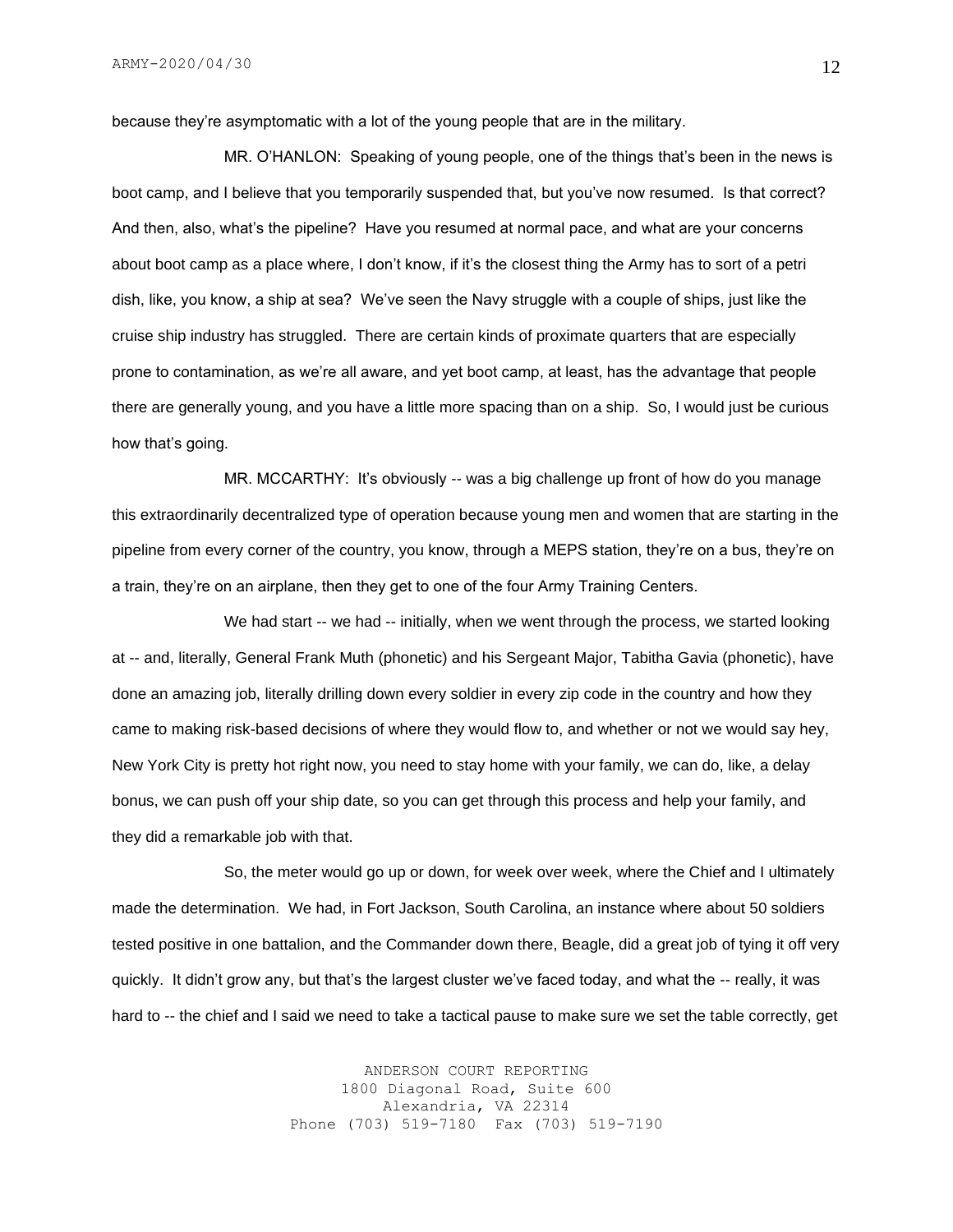because they're asymptomatic with a lot of the young people that are in the military.

MR. O'HANLON: Speaking of young people, one of the things that's been in the news is boot camp, and I believe that you temporarily suspended that, but you've now resumed. Is that correct? And then, also, what's the pipeline? Have you resumed at normal pace, and what are your concerns about boot camp as a place where, I don't know, if it's the closest thing the Army has to sort of a petri dish, like, you know, a ship at sea? We've seen the Navy struggle with a couple of ships, just like the cruise ship industry has struggled. There are certain kinds of proximate quarters that are especially prone to contamination, as we're all aware, and yet boot camp, at least, has the advantage that people there are generally young, and you have a little more spacing than on a ship. So, I would just be curious how that's going.

MR. MCCARTHY: It's obviously -- was a big challenge up front of how do you manage this extraordinarily decentralized type of operation because young men and women that are starting in the pipeline from every corner of the country, you know, through a MEPS station, they're on a bus, they're on a train, they're on an airplane, then they get to one of the four Army Training Centers.

We had start -- we had -- initially, when we went through the process, we started looking at -- and, literally, General Frank Muth (phonetic) and his Sergeant Major, Tabitha Gavia (phonetic), have done an amazing job, literally drilling down every soldier in every zip code in the country and how they came to making risk-based decisions of where they would flow to, and whether or not we would say hey, New York City is pretty hot right now, you need to stay home with your family, we can do, like, a delay bonus, we can push off your ship date, so you can get through this process and help your family, and they did a remarkable job with that.

So, the meter would go up or down, for week over week, where the Chief and I ultimately made the determination. We had, in Fort Jackson, South Carolina, an instance where about 50 soldiers tested positive in one battalion, and the Commander down there, Beagle, did a great job of tying it off very quickly. It didn't grow any, but that's the largest cluster we've faced today, and what the -- really, it was hard to -- the chief and I said we need to take a tactical pause to make sure we set the table correctly, get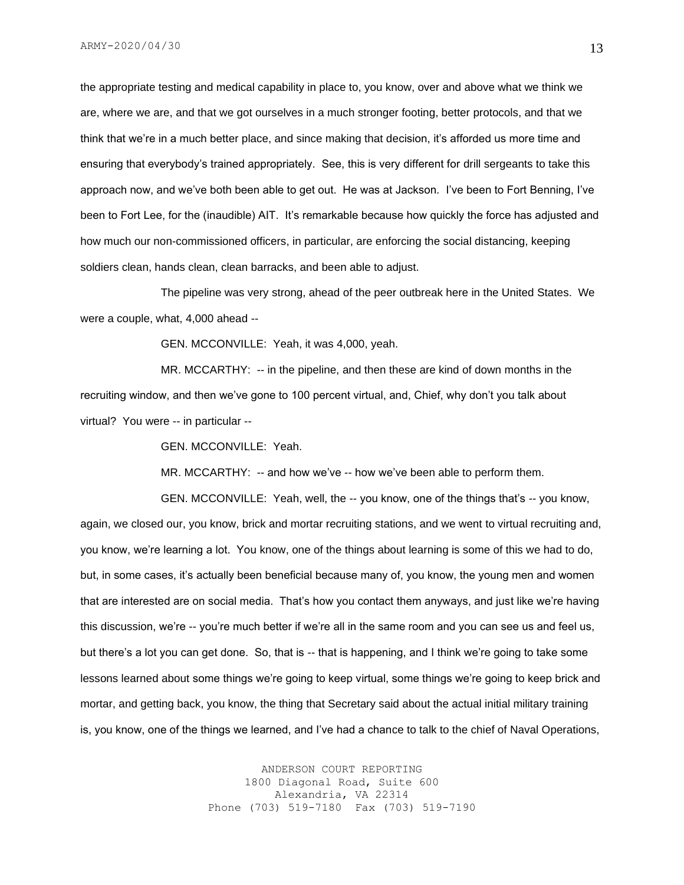the appropriate testing and medical capability in place to, you know, over and above what we think we are, where we are, and that we got ourselves in a much stronger footing, better protocols, and that we think that we're in a much better place, and since making that decision, it's afforded us more time and ensuring that everybody's trained appropriately. See, this is very different for drill sergeants to take this approach now, and we've both been able to get out. He was at Jackson. I've been to Fort Benning, I've been to Fort Lee, for the (inaudible) AIT. It's remarkable because how quickly the force has adjusted and how much our non-commissioned officers, in particular, are enforcing the social distancing, keeping soldiers clean, hands clean, clean barracks, and been able to adjust.

The pipeline was very strong, ahead of the peer outbreak here in the United States. We were a couple, what, 4,000 ahead --

GEN. MCCONVILLE: Yeah, it was 4,000, yeah.

MR. MCCARTHY: -- in the pipeline, and then these are kind of down months in the recruiting window, and then we've gone to 100 percent virtual, and, Chief, why don't you talk about virtual? You were -- in particular --

GEN. MCCONVILLE: Yeah.

MR. MCCARTHY: -- and how we've -- how we've been able to perform them.

GEN. MCCONVILLE: Yeah, well, the -- you know, one of the things that's -- you know, again, we closed our, you know, brick and mortar recruiting stations, and we went to virtual recruiting and, you know, we're learning a lot. You know, one of the things about learning is some of this we had to do, but, in some cases, it's actually been beneficial because many of, you know, the young men and women that are interested are on social media. That's how you contact them anyways, and just like we're having this discussion, we're -- you're much better if we're all in the same room and you can see us and feel us, but there's a lot you can get done. So, that is -- that is happening, and I think we're going to take some lessons learned about some things we're going to keep virtual, some things we're going to keep brick and mortar, and getting back, you know, the thing that Secretary said about the actual initial military training is, you know, one of the things we learned, and I've had a chance to talk to the chief of Naval Operations,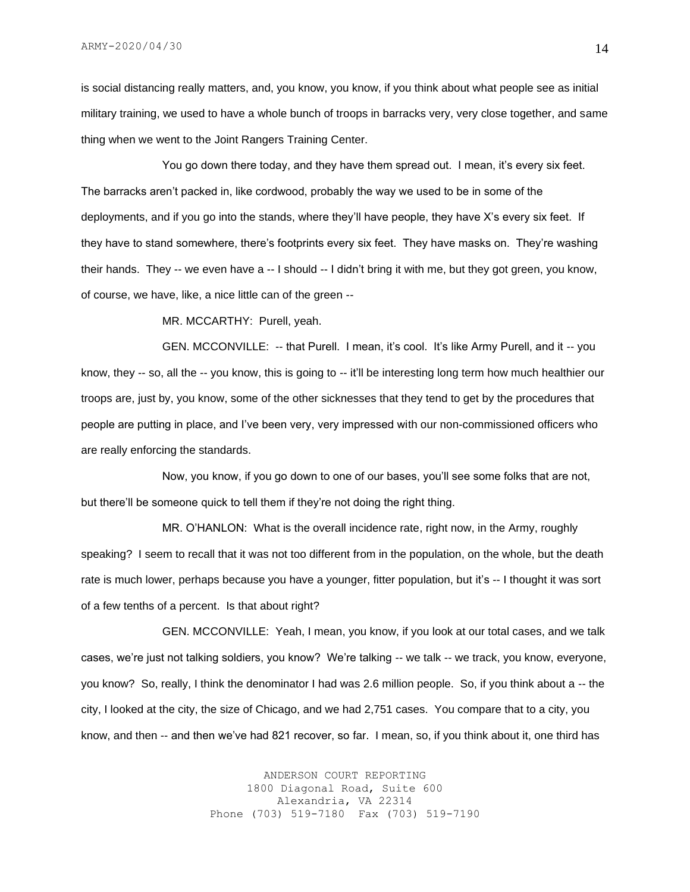is social distancing really matters, and, you know, you know, if you think about what people see as initial military training, we used to have a whole bunch of troops in barracks very, very close together, and same thing when we went to the Joint Rangers Training Center.

You go down there today, and they have them spread out. I mean, it's every six feet. The barracks aren't packed in, like cordwood, probably the way we used to be in some of the deployments, and if you go into the stands, where they'll have people, they have X's every six feet. If they have to stand somewhere, there's footprints every six feet. They have masks on. They're washing their hands. They -- we even have a -- I should -- I didn't bring it with me, but they got green, you know, of course, we have, like, a nice little can of the green --

MR. MCCARTHY: Purell, yeah.

GEN. MCCONVILLE: -- that Purell. I mean, it's cool. It's like Army Purell, and it -- you know, they -- so, all the -- you know, this is going to -- it'll be interesting long term how much healthier our troops are, just by, you know, some of the other sicknesses that they tend to get by the procedures that people are putting in place, and I've been very, very impressed with our non-commissioned officers who are really enforcing the standards.

Now, you know, if you go down to one of our bases, you'll see some folks that are not, but there'll be someone quick to tell them if they're not doing the right thing.

MR. O'HANLON: What is the overall incidence rate, right now, in the Army, roughly speaking? I seem to recall that it was not too different from in the population, on the whole, but the death rate is much lower, perhaps because you have a younger, fitter population, but it's -- I thought it was sort of a few tenths of a percent. Is that about right?

GEN. MCCONVILLE: Yeah, I mean, you know, if you look at our total cases, and we talk cases, we're just not talking soldiers, you know? We're talking -- we talk -- we track, you know, everyone, you know? So, really, I think the denominator I had was 2.6 million people. So, if you think about a -- the city, I looked at the city, the size of Chicago, and we had 2,751 cases. You compare that to a city, you know, and then -- and then we've had 821 recover, so far. I mean, so, if you think about it, one third has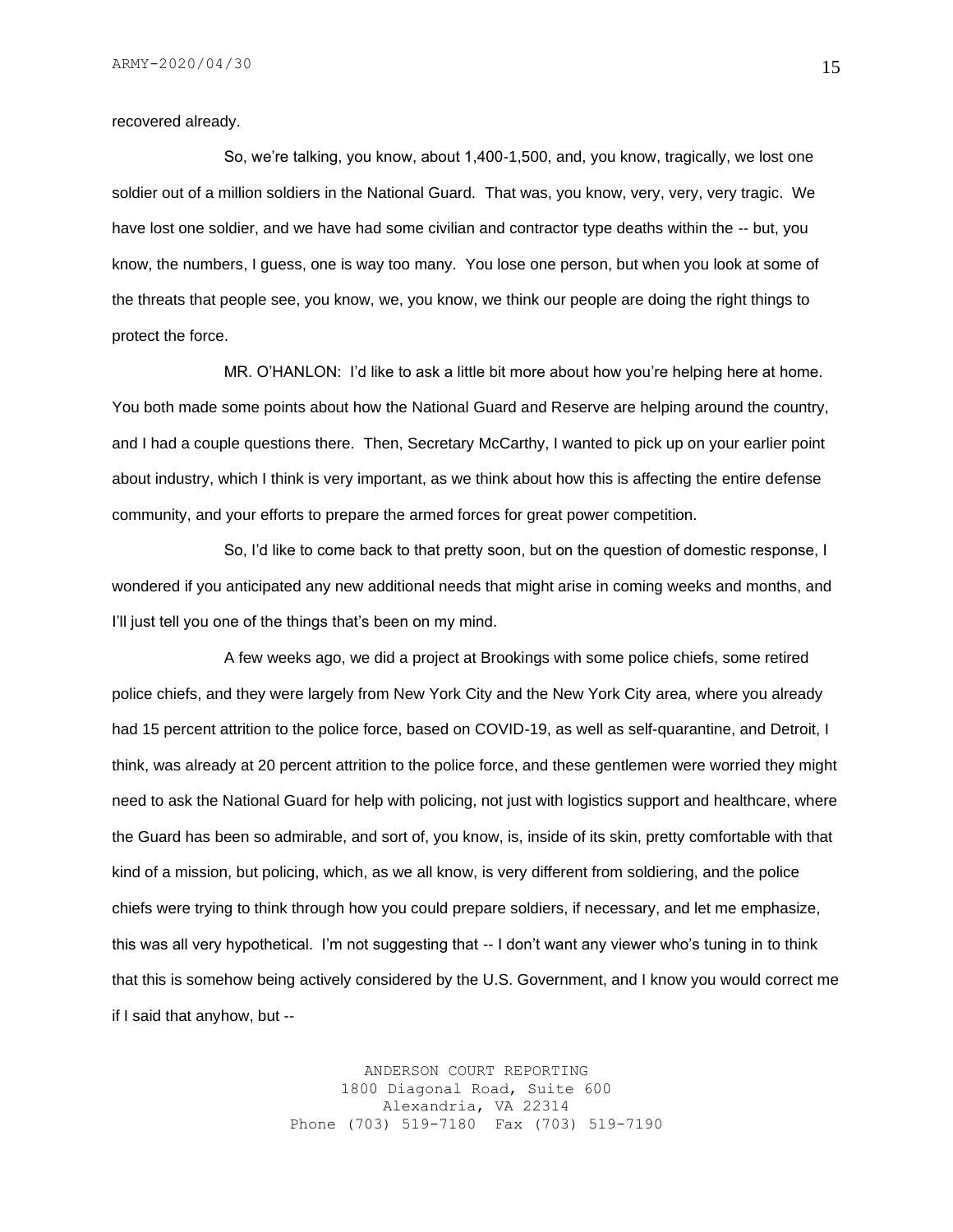recovered already.

So, we're talking, you know, about 1,400-1,500, and, you know, tragically, we lost one soldier out of a million soldiers in the National Guard. That was, you know, very, very, very tragic. We have lost one soldier, and we have had some civilian and contractor type deaths within the -- but, you know, the numbers, I guess, one is way too many. You lose one person, but when you look at some of the threats that people see, you know, we, you know, we think our people are doing the right things to protect the force.

MR. O'HANLON: I'd like to ask a little bit more about how you're helping here at home. You both made some points about how the National Guard and Reserve are helping around the country, and I had a couple questions there. Then, Secretary McCarthy, I wanted to pick up on your earlier point about industry, which I think is very important, as we think about how this is affecting the entire defense community, and your efforts to prepare the armed forces for great power competition.

So, I'd like to come back to that pretty soon, but on the question of domestic response, I wondered if you anticipated any new additional needs that might arise in coming weeks and months, and I'll just tell you one of the things that's been on my mind.

A few weeks ago, we did a project at Brookings with some police chiefs, some retired police chiefs, and they were largely from New York City and the New York City area, where you already had 15 percent attrition to the police force, based on COVID-19, as well as self-quarantine, and Detroit, I think, was already at 20 percent attrition to the police force, and these gentlemen were worried they might need to ask the National Guard for help with policing, not just with logistics support and healthcare, where the Guard has been so admirable, and sort of, you know, is, inside of its skin, pretty comfortable with that kind of a mission, but policing, which, as we all know, is very different from soldiering, and the police chiefs were trying to think through how you could prepare soldiers, if necessary, and let me emphasize, this was all very hypothetical. I'm not suggesting that -- I don't want any viewer who's tuning in to think that this is somehow being actively considered by the U.S. Government, and I know you would correct me if I said that anyhow, but --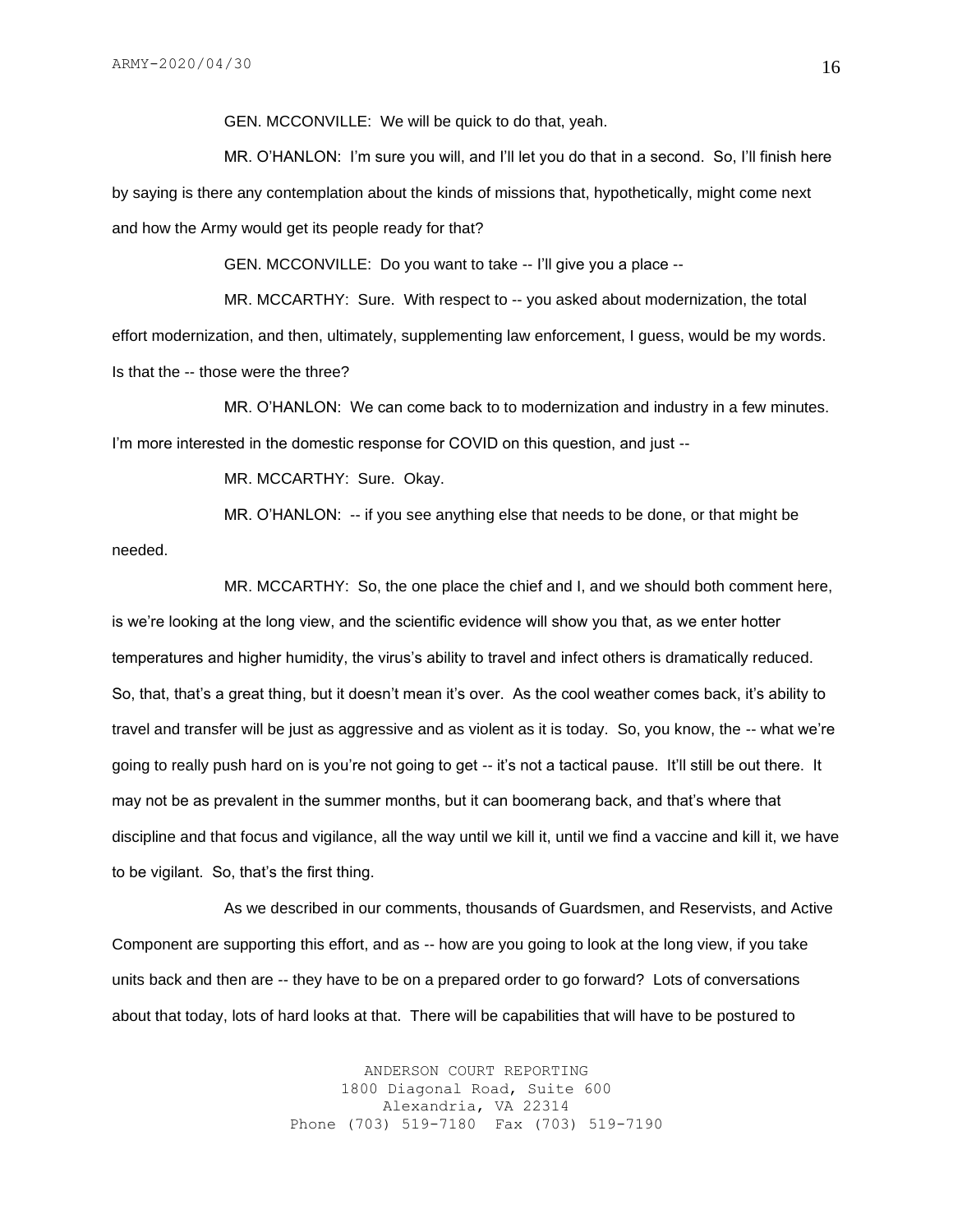GEN. MCCONVILLE: We will be quick to do that, yeah.

MR. O'HANLON: I'm sure you will, and I'll let you do that in a second. So, I'll finish here by saying is there any contemplation about the kinds of missions that, hypothetically, might come next and how the Army would get its people ready for that?

GEN. MCCONVILLE: Do you want to take -- I'll give you a place --

MR. MCCARTHY: Sure. With respect to -- you asked about modernization, the total effort modernization, and then, ultimately, supplementing law enforcement, I guess, would be my words. Is that the -- those were the three?

MR. O'HANLON: We can come back to to modernization and industry in a few minutes. I'm more interested in the domestic response for COVID on this question, and just --

MR. MCCARTHY: Sure. Okay.

MR. O'HANLON: -- if you see anything else that needs to be done, or that might be needed.

MR. MCCARTHY: So, the one place the chief and I, and we should both comment here, is we're looking at the long view, and the scientific evidence will show you that, as we enter hotter temperatures and higher humidity, the virus's ability to travel and infect others is dramatically reduced. So, that, that's a great thing, but it doesn't mean it's over. As the cool weather comes back, it's ability to travel and transfer will be just as aggressive and as violent as it is today. So, you know, the -- what we're going to really push hard on is you're not going to get -- it's not a tactical pause. It'll still be out there. It may not be as prevalent in the summer months, but it can boomerang back, and that's where that discipline and that focus and vigilance, all the way until we kill it, until we find a vaccine and kill it, we have to be vigilant. So, that's the first thing.

As we described in our comments, thousands of Guardsmen, and Reservists, and Active Component are supporting this effort, and as -- how are you going to look at the long view, if you take units back and then are -- they have to be on a prepared order to go forward? Lots of conversations about that today, lots of hard looks at that. There will be capabilities that will have to be postured to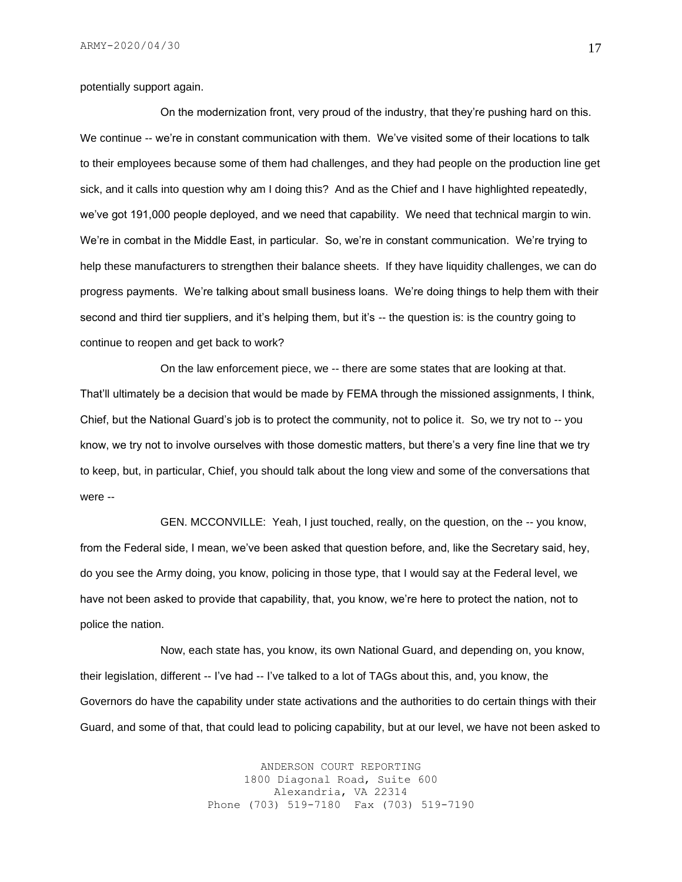potentially support again.

On the modernization front, very proud of the industry, that they're pushing hard on this. We continue -- we're in constant communication with them. We've visited some of their locations to talk to their employees because some of them had challenges, and they had people on the production line get sick, and it calls into question why am I doing this? And as the Chief and I have highlighted repeatedly, we've got 191,000 people deployed, and we need that capability. We need that technical margin to win. We're in combat in the Middle East, in particular. So, we're in constant communication. We're trying to help these manufacturers to strengthen their balance sheets. If they have liquidity challenges, we can do progress payments. We're talking about small business loans. We're doing things to help them with their second and third tier suppliers, and it's helping them, but it's -- the question is: is the country going to continue to reopen and get back to work?

On the law enforcement piece, we -- there are some states that are looking at that. That'll ultimately be a decision that would be made by FEMA through the missioned assignments, I think, Chief, but the National Guard's job is to protect the community, not to police it. So, we try not to -- you know, we try not to involve ourselves with those domestic matters, but there's a very fine line that we try to keep, but, in particular, Chief, you should talk about the long view and some of the conversations that were --

GEN. MCCONVILLE: Yeah, I just touched, really, on the question, on the -- you know, from the Federal side, I mean, we've been asked that question before, and, like the Secretary said, hey, do you see the Army doing, you know, policing in those type, that I would say at the Federal level, we have not been asked to provide that capability, that, you know, we're here to protect the nation, not to police the nation.

Now, each state has, you know, its own National Guard, and depending on, you know, their legislation, different -- I've had -- I've talked to a lot of TAGs about this, and, you know, the Governors do have the capability under state activations and the authorities to do certain things with their Guard, and some of that, that could lead to policing capability, but at our level, we have not been asked to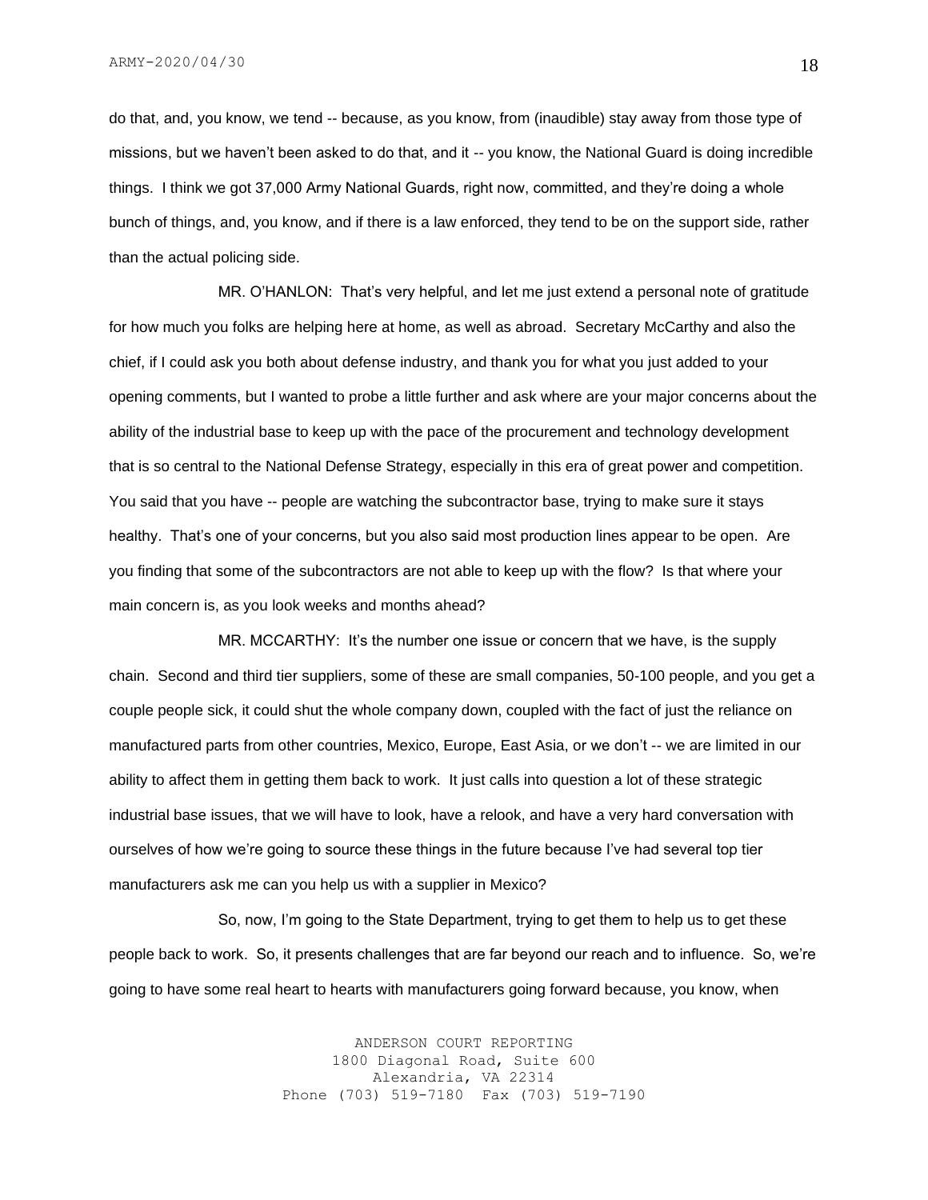do that, and, you know, we tend -- because, as you know, from (inaudible) stay away from those type of missions, but we haven't been asked to do that, and it -- you know, the National Guard is doing incredible things. I think we got 37,000 Army National Guards, right now, committed, and they're doing a whole bunch of things, and, you know, and if there is a law enforced, they tend to be on the support side, rather than the actual policing side.

MR. O'HANLON: That's very helpful, and let me just extend a personal note of gratitude for how much you folks are helping here at home, as well as abroad. Secretary McCarthy and also the chief, if I could ask you both about defense industry, and thank you for what you just added to your opening comments, but I wanted to probe a little further and ask where are your major concerns about the ability of the industrial base to keep up with the pace of the procurement and technology development that is so central to the National Defense Strategy, especially in this era of great power and competition. You said that you have -- people are watching the subcontractor base, trying to make sure it stays healthy. That's one of your concerns, but you also said most production lines appear to be open. Are you finding that some of the subcontractors are not able to keep up with the flow? Is that where your main concern is, as you look weeks and months ahead?

MR. MCCARTHY: It's the number one issue or concern that we have, is the supply chain. Second and third tier suppliers, some of these are small companies, 50-100 people, and you get a couple people sick, it could shut the whole company down, coupled with the fact of just the reliance on manufactured parts from other countries, Mexico, Europe, East Asia, or we don't -- we are limited in our ability to affect them in getting them back to work. It just calls into question a lot of these strategic industrial base issues, that we will have to look, have a relook, and have a very hard conversation with ourselves of how we're going to source these things in the future because I've had several top tier manufacturers ask me can you help us with a supplier in Mexico?

So, now, I'm going to the State Department, trying to get them to help us to get these people back to work. So, it presents challenges that are far beyond our reach and to influence. So, we're going to have some real heart to hearts with manufacturers going forward because, you know, when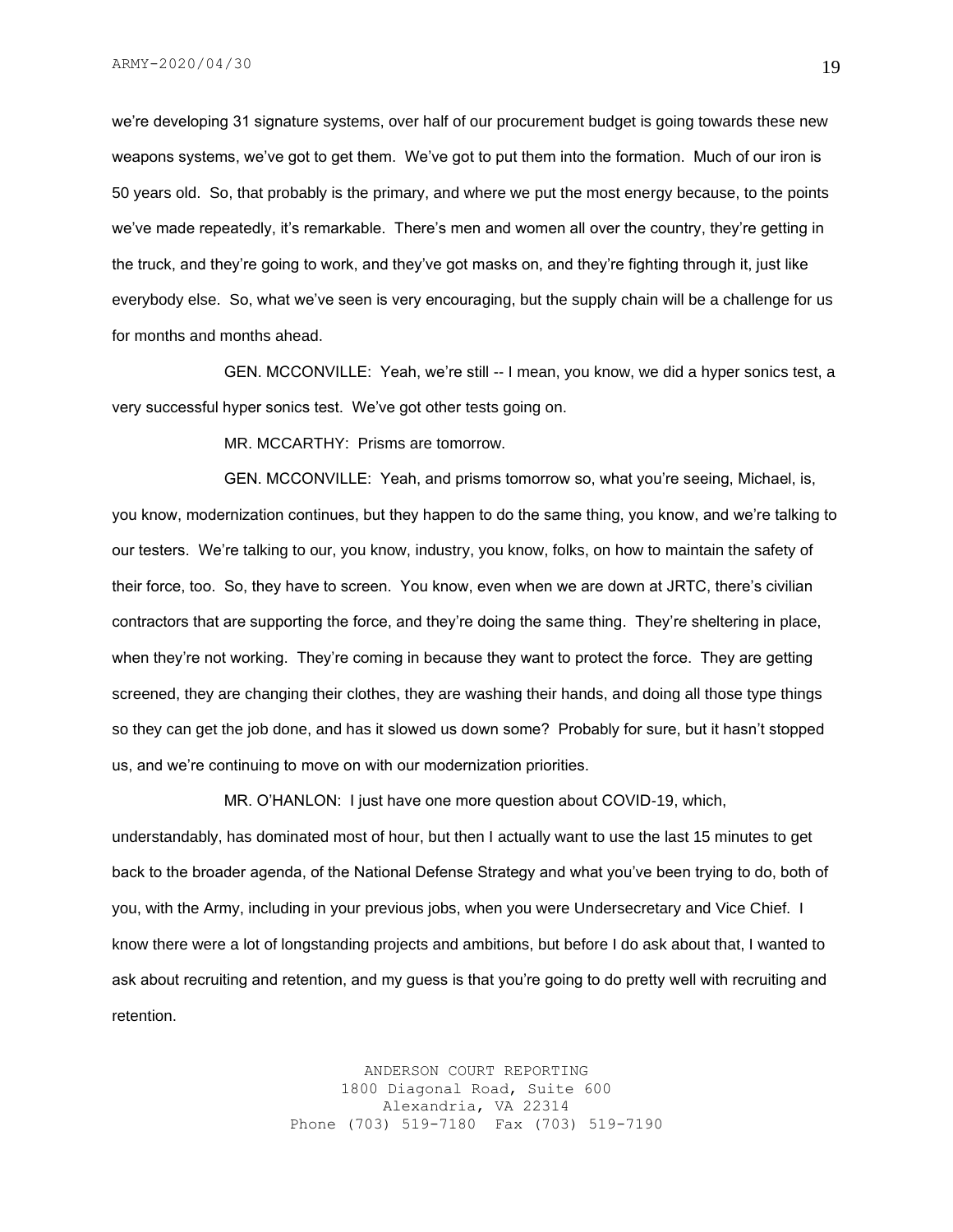we're developing 31 signature systems, over half of our procurement budget is going towards these new weapons systems, we've got to get them. We've got to put them into the formation. Much of our iron is 50 years old. So, that probably is the primary, and where we put the most energy because, to the points we've made repeatedly, it's remarkable. There's men and women all over the country, they're getting in the truck, and they're going to work, and they've got masks on, and they're fighting through it, just like everybody else. So, what we've seen is very encouraging, but the supply chain will be a challenge for us for months and months ahead.

GEN. MCCONVILLE: Yeah, we're still -- I mean, you know, we did a hyper sonics test, a very successful hyper sonics test. We've got other tests going on.

MR. MCCARTHY: Prisms are tomorrow.

GEN. MCCONVILLE: Yeah, and prisms tomorrow so, what you're seeing, Michael, is, you know, modernization continues, but they happen to do the same thing, you know, and we're talking to our testers. We're talking to our, you know, industry, you know, folks, on how to maintain the safety of their force, too. So, they have to screen. You know, even when we are down at JRTC, there's civilian contractors that are supporting the force, and they're doing the same thing. They're sheltering in place, when they're not working. They're coming in because they want to protect the force. They are getting screened, they are changing their clothes, they are washing their hands, and doing all those type things so they can get the job done, and has it slowed us down some? Probably for sure, but it hasn't stopped us, and we're continuing to move on with our modernization priorities.

MR. O'HANLON: I just have one more question about COVID-19, which, understandably, has dominated most of hour, but then I actually want to use the last 15 minutes to get back to the broader agenda, of the National Defense Strategy and what you've been trying to do, both of you, with the Army, including in your previous jobs, when you were Undersecretary and Vice Chief. I know there were a lot of longstanding projects and ambitions, but before I do ask about that, I wanted to ask about recruiting and retention, and my guess is that you're going to do pretty well with recruiting and retention.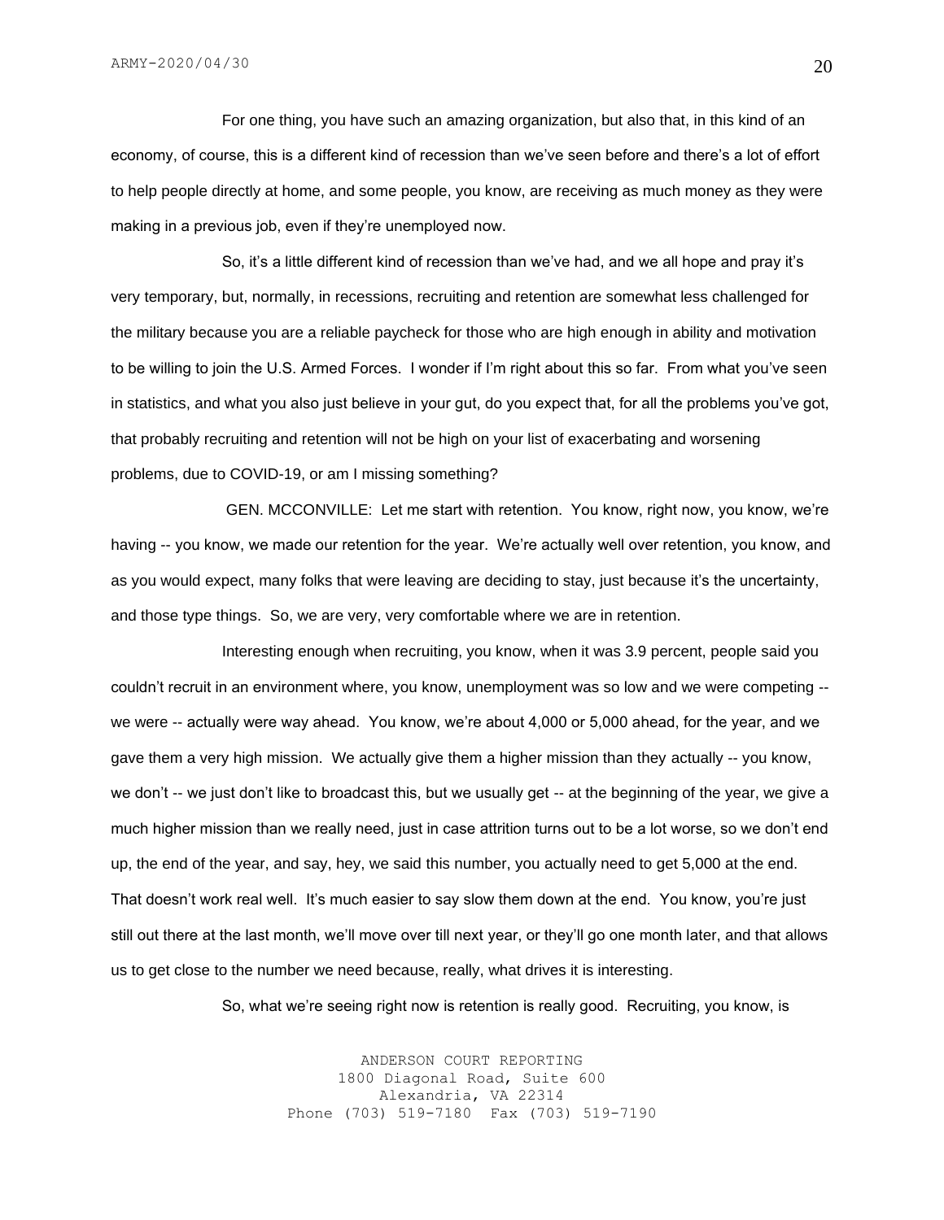For one thing, you have such an amazing organization, but also that, in this kind of an economy, of course, this is a different kind of recession than we've seen before and there's a lot of effort to help people directly at home, and some people, you know, are receiving as much money as they were making in a previous job, even if they're unemployed now.

So, it's a little different kind of recession than we've had, and we all hope and pray it's very temporary, but, normally, in recessions, recruiting and retention are somewhat less challenged for the military because you are a reliable paycheck for those who are high enough in ability and motivation to be willing to join the U.S. Armed Forces. I wonder if I'm right about this so far. From what you've seen in statistics, and what you also just believe in your gut, do you expect that, for all the problems you've got, that probably recruiting and retention will not be high on your list of exacerbating and worsening problems, due to COVID-19, or am I missing something?

GEN. MCCONVILLE: Let me start with retention. You know, right now, you know, we're having -- you know, we made our retention for the year. We're actually well over retention, you know, and as you would expect, many folks that were leaving are deciding to stay, just because it's the uncertainty, and those type things. So, we are very, very comfortable where we are in retention.

Interesting enough when recruiting, you know, when it was 3.9 percent, people said you couldn't recruit in an environment where, you know, unemployment was so low and we were competing -- we were -- actually were way ahead. You know, we're about 4,000 or 5,000 ahead, for the year, and we gave them a very high mission. We actually give them a higher mission than they actually -- you know, we don't -- we just don't like to broadcast this, but we usually get -- at the beginning of the year, we give a much higher mission than we really need, just in case attrition turns out to be a lot worse, so we don't end up, the end of the year, and say, hey, we said this number, you actually need to get 5,000 at the end. That doesn't work real well. It's much easier to say slow them down at the end. You know, you're just still out there at the last month, we'll move over till next year, or they'll go one month later, and that allows us to get close to the number we need because, really, what drives it is interesting.

So, what we're seeing right now is retention is really good. Recruiting, you know, is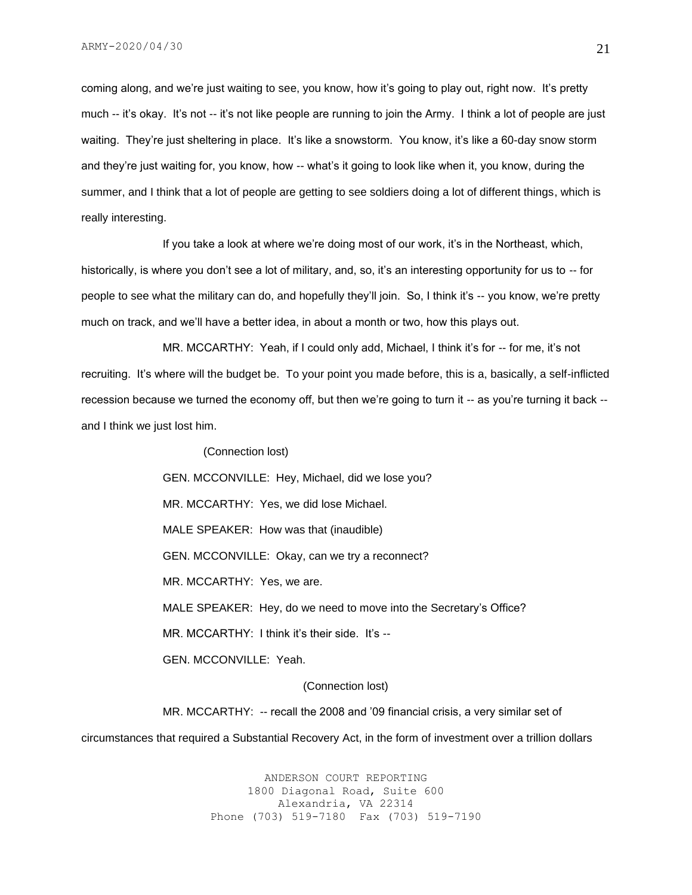coming along, and we're just waiting to see, you know, how it's going to play out, right now. It's pretty much -- it's okay. It's not -- it's not like people are running to join the Army. I think a lot of people are just waiting. They're just sheltering in place. It's like a snowstorm. You know, it's like a 60-day snow storm and they're just waiting for, you know, how -- what's it going to look like when it, you know, during the summer, and I think that a lot of people are getting to see soldiers doing a lot of different things, which is really interesting.

If you take a look at where we're doing most of our work, it's in the Northeast, which, historically, is where you don't see a lot of military, and, so, it's an interesting opportunity for us to -- for people to see what the military can do, and hopefully they'll join. So, I think it's -- you know, we're pretty much on track, and we'll have a better idea, in about a month or two, how this plays out.

MR. MCCARTHY: Yeah, if I could only add, Michael, I think it's for -- for me, it's not recruiting. It's where will the budget be. To your point you made before, this is a, basically, a self-inflicted recession because we turned the economy off, but then we're going to turn it -- as you're turning it back -- and I think we just lost him.

(Connection lost)

GEN. MCCONVILLE: Hey, Michael, did we lose you?

MR. MCCARTHY: Yes, we did lose Michael.

MALE SPEAKER: How was that (inaudible)

GEN. MCCONVILLE: Okay, can we try a reconnect?

MR. MCCARTHY: Yes, we are.

MALE SPEAKER: Hey, do we need to move into the Secretary's Office?

MR. MCCARTHY: I think it's their side. It's --

GEN. MCCONVILLE: Yeah.

(Connection lost)

MR. MCCARTHY: -- recall the 2008 and '09 financial crisis, a very similar set of circumstances that required a Substantial Recovery Act, in the form of investment over a trillion dollars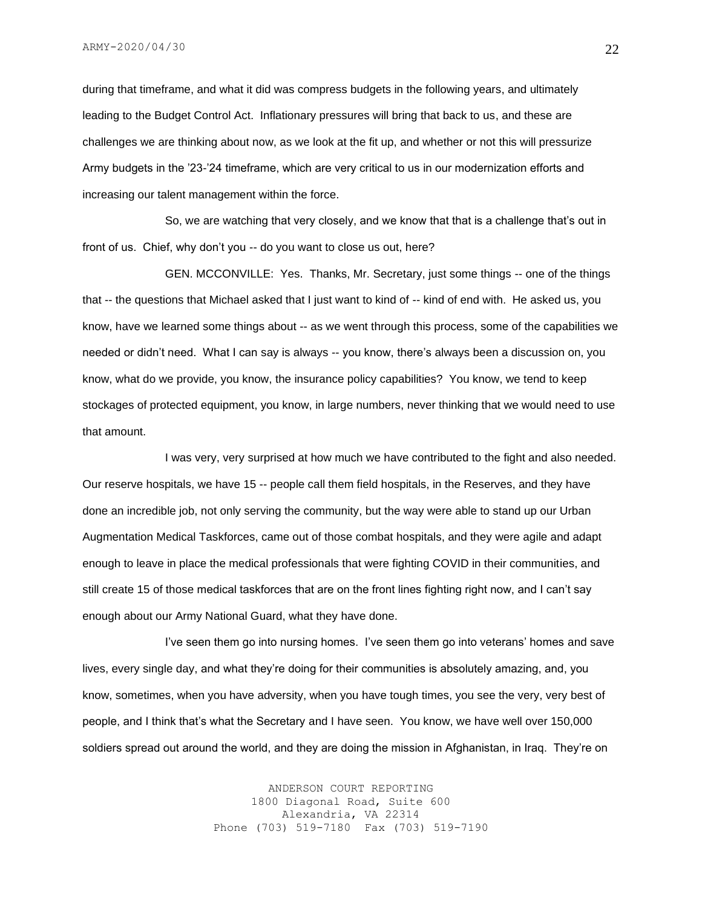during that timeframe, and what it did was compress budgets in the following years, and ultimately leading to the Budget Control Act. Inflationary pressures will bring that back to us, and these are challenges we are thinking about now, as we look at the fit up, and whether or not this will pressurize Army budgets in the '23-'24 timeframe, which are very critical to us in our modernization efforts and increasing our talent management within the force.

So, we are watching that very closely, and we know that that is a challenge that's out in front of us. Chief, why don't you -- do you want to close us out, here?

GEN. MCCONVILLE: Yes. Thanks, Mr. Secretary, just some things -- one of the things that -- the questions that Michael asked that I just want to kind of -- kind of end with. He asked us, you know, have we learned some things about -- as we went through this process, some of the capabilities we needed or didn't need. What I can say is always -- you know, there's always been a discussion on, you know, what do we provide, you know, the insurance policy capabilities? You know, we tend to keep stockages of protected equipment, you know, in large numbers, never thinking that we would need to use that amount.

I was very, very surprised at how much we have contributed to the fight and also needed. Our reserve hospitals, we have 15 -- people call them field hospitals, in the Reserves, and they have done an incredible job, not only serving the community, but the way were able to stand up our Urban Augmentation Medical Taskforces, came out of those combat hospitals, and they were agile and adapt enough to leave in place the medical professionals that were fighting COVID in their communities, and still create 15 of those medical taskforces that are on the front lines fighting right now, and I can't say enough about our Army National Guard, what they have done.

I've seen them go into nursing homes. I've seen them go into veterans' homes and save lives, every single day, and what they're doing for their communities is absolutely amazing, and, you know, sometimes, when you have adversity, when you have tough times, you see the very, very best of people, and I think that's what the Secretary and I have seen. You know, we have well over 150,000 soldiers spread out around the world, and they are doing the mission in Afghanistan, in Iraq. They're on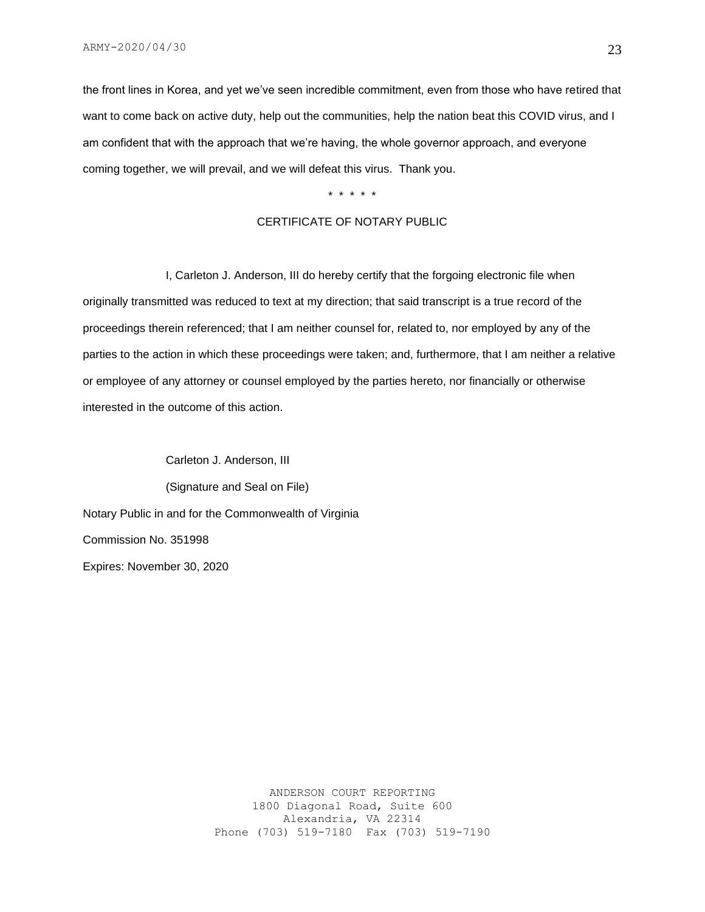the front lines in Korea, and yet we've seen incredible commitment, even from those who have retired that want to come back on active duty, help out the communities, help the nation beat this COVID virus, and I am confident that with the approach that we're having, the whole governor approach, and everyone coming together, we will prevail, and we will defeat this virus. Thank you.

* * * * *

CERTIFICATE OF NOTARY PUBLIC

I, Carleton J. Anderson, III do hereby certify that the forgoing electronic file when originally transmitted was reduced to text at my direction; that said transcript is a true record of the proceedings therein referenced; that I am neither counsel for, related to, nor employed by any of the parties to the action in which these proceedings were taken; and, furthermore, that I am neither a relative or employee of any attorney or counsel employed by the parties hereto, nor financially or otherwise interested in the outcome of this action.

Carleton J. Anderson, III

(Signature and Seal on File)

Notary Public in and for the Commonwealth of Virginia

Commission No. 351998

Expires: November 30, 2020